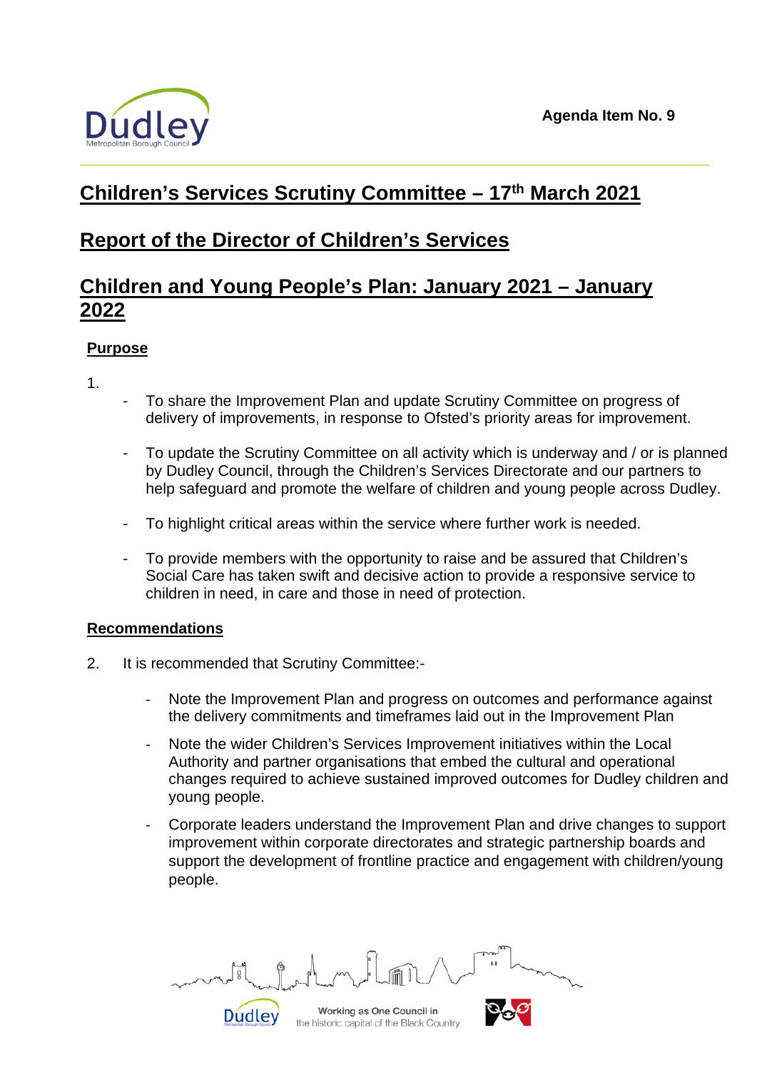Agenda Item No. 9

# Children's Services Scrutiny Committee – 17th March 2021

# Report of the Director of Children's Services

# Children and Young People's Plan: January 2021 – January 2022

## Purpose

1.
- To share the Improvement Plan and update Scrutiny Committee on progress of delivery of improvements, in response to Ofsted's priority areas for improvement.
- To update the Scrutiny Committee on all activity which is underway and / or is planned by Dudley Council, through the Children's Services Directorate and our partners to help safeguard and promote the welfare of children and young people across Dudley.
- To highlight critical areas within the service where further work is needed.
- To provide members with the opportunity to raise and be assured that Children's Social Care has taken swift and decisive action to provide a responsive service to children in need, in care and those in need of protection.

## Recommendations

2. It is recommended that Scrutiny Committee:-
   - Note the Improvement Plan and progress on outcomes and performance against the delivery commitments and timeframes laid out in the Improvement Plan
   - Note the wider Children's Services Improvement initiatives within the Local Authority and partner organisations that embed the cultural and operational changes required to achieve sustained improved outcomes for Dudley children and young people.
   - Corporate leaders understand the Improvement Plan and drive changes to support improvement within corporate directorates and strategic partnership boards and support the development of frontline practice and engagement with children/young people.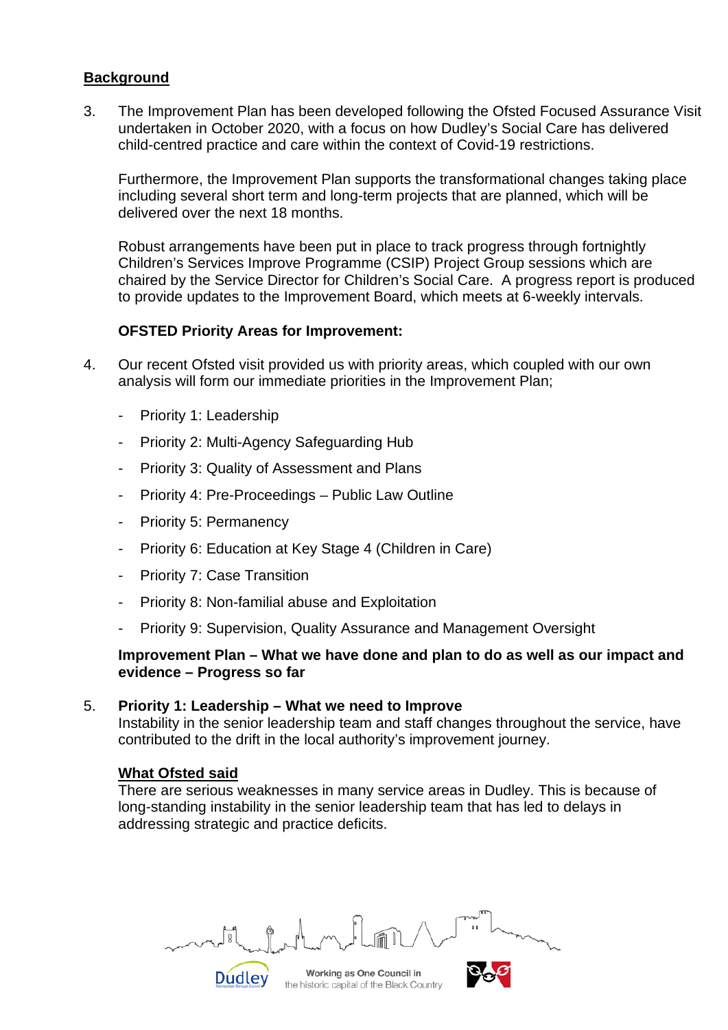## Background

3. The Improvement Plan has been developed following the Ofsted Focused Assurance Visit undertaken in October 2020, with a focus on how Dudley's Social Care has delivered child-centred practice and care within the context of Covid-19 restrictions.

   Furthermore, the Improvement Plan supports the transformational changes taking place including several short term and long-term projects that are planned, which will be delivered over the next 18 months.

   Robust arrangements have been put in place to track progress through fortnightly Children's Services Improve Programme (CSIP) Project Group sessions which are chaired by the Service Director for Children's Social Care. A progress report is produced to provide updates to the Improvement Board, which meets at 6-weekly intervals.

   **OFSTED Priority Areas for Improvement:**

4. Our recent Ofsted visit provided us with priority areas, which coupled with our own analysis will form our immediate priorities in the Improvement Plan;

   - Priority 1: Leadership
   - Priority 2: Multi-Agency Safeguarding Hub
   - Priority 3: Quality of Assessment and Plans
   - Priority 4: Pre-Proceedings – Public Law Outline
   - Priority 5: Permanency
   - Priority 6: Education at Key Stage 4 (Children in Care)
   - Priority 7: Case Transition
   - Priority 8: Non-familial abuse and Exploitation
   - Priority 9: Supervision, Quality Assurance and Management Oversight

   **Improvement Plan – What we have done and plan to do as well as our impact and evidence – Progress so far**

5. **Priority 1: Leadership – What we need to Improve**
   Instability in the senior leadership team and staff changes throughout the service, have contributed to the drift in the local authority's improvement journey.

   **What Ofsted said**
   There are serious weaknesses in many service areas in Dudley. This is because of long-standing instability in the senior leadership team that has led to delays in addressing strategic and practice deficits.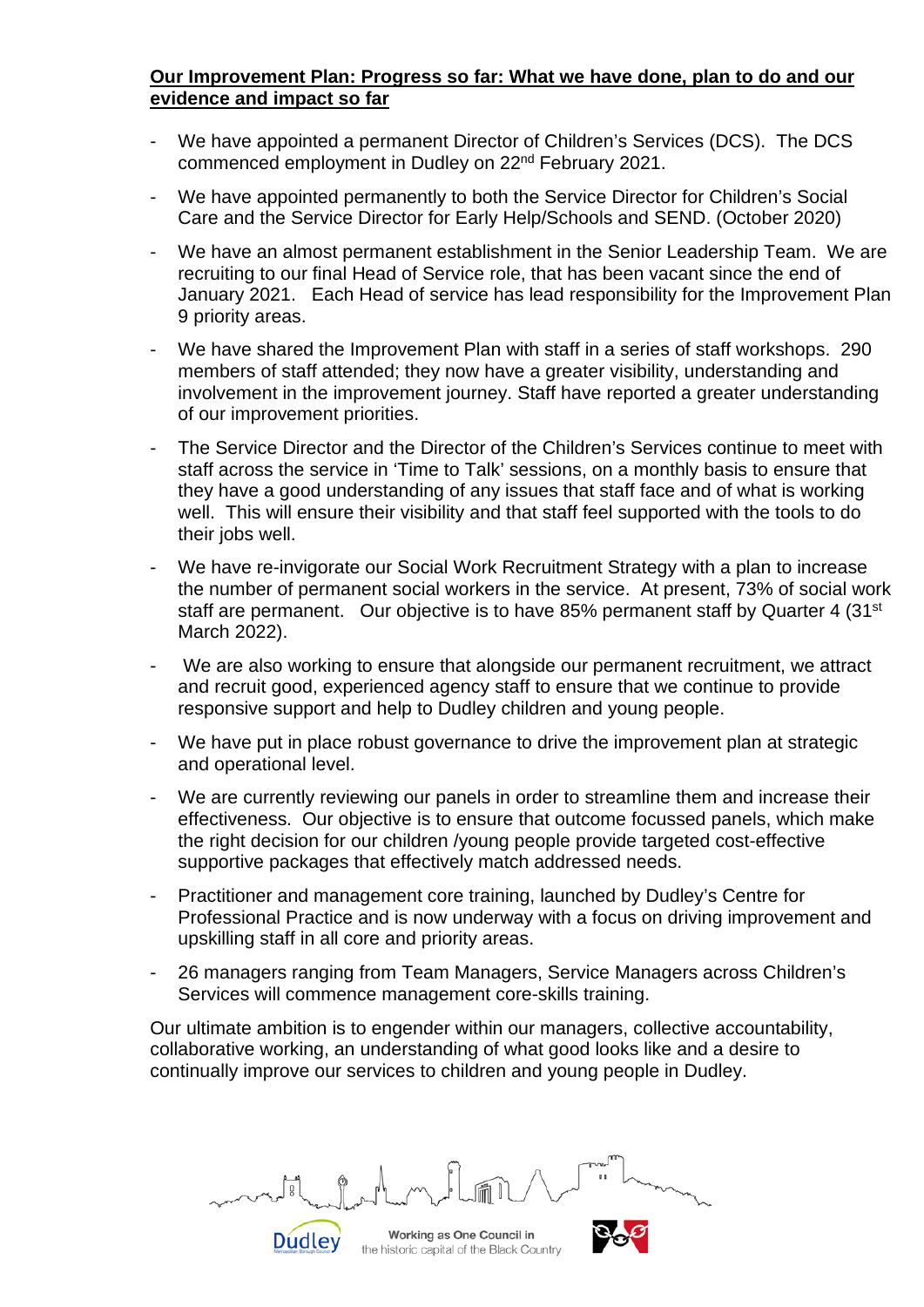**Our Improvement Plan: Progress so far: What we have done, plan to do and our evidence and impact so far**

- We have appointed a permanent Director of Children's Services (DCS). The DCS commenced employment in Dudley on 22nd February 2021.
- We have appointed permanently to both the Service Director for Children's Social Care and the Service Director for Early Help/Schools and SEND. (October 2020)
- We have an almost permanent establishment in the Senior Leadership Team. We are recruiting to our final Head of Service role, that has been vacant since the end of January 2021. Each Head of service has lead responsibility for the Improvement Plan 9 priority areas.
- We have shared the Improvement Plan with staff in a series of staff workshops. 290 members of staff attended; they now have a greater visibility, understanding and involvement in the improvement journey. Staff have reported a greater understanding of our improvement priorities.
- The Service Director and the Director of the Children's Services continue to meet with staff across the service in 'Time to Talk' sessions, on a monthly basis to ensure that they have a good understanding of any issues that staff face and of what is working well. This will ensure their visibility and that staff feel supported with the tools to do their jobs well.
- We have re-invigorate our Social Work Recruitment Strategy with a plan to increase the number of permanent social workers in the service. At present, 73% of social work staff are permanent. Our objective is to have 85% permanent staff by Quarter 4 (31st March 2022).
- We are also working to ensure that alongside our permanent recruitment, we attract and recruit good, experienced agency staff to ensure that we continue to provide responsive support and help to Dudley children and young people.
- We have put in place robust governance to drive the improvement plan at strategic and operational level.
- We are currently reviewing our panels in order to streamline them and increase their effectiveness. Our objective is to ensure that outcome focussed panels, which make the right decision for our children /young people provide targeted cost-effective supportive packages that effectively match addressed needs.
- Practitioner and management core training, launched by Dudley's Centre for Professional Practice and is now underway with a focus on driving improvement and upskilling staff in all core and priority areas.
- 26 managers ranging from Team Managers, Service Managers across Children's Services will commence management core-skills training.

Our ultimate ambition is to engender within our managers, collective accountability, collaborative working, an understanding of what good looks like and a desire to continually improve our services to children and young people in Dudley.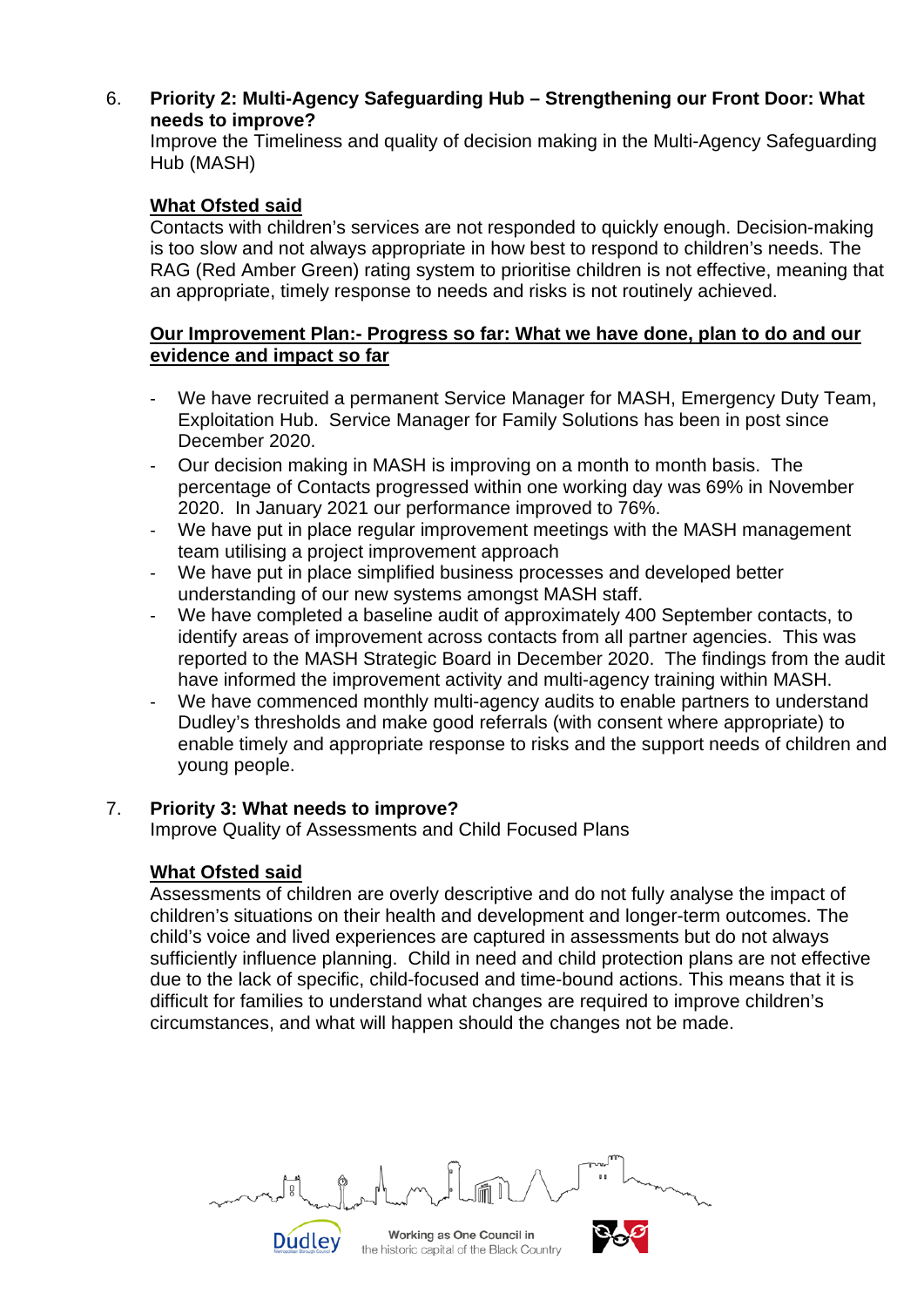6. **Priority 2: Multi-Agency Safeguarding Hub – Strengthening our Front Door: What needs to improve?**
   Improve the Timeliness and quality of decision making in the Multi-Agency Safeguarding Hub (MASH)

   **What Ofsted said**
   Contacts with children's services are not responded to quickly enough. Decision-making is too slow and not always appropriate in how best to respond to children's needs. The RAG (Red Amber Green) rating system to prioritise children is not effective, meaning that an appropriate, timely response to needs and risks is not routinely achieved.

   **Our Improvement Plan:- Progress so far: What we have done, plan to do and our evidence and impact so far**

   - We have recruited a permanent Service Manager for MASH, Emergency Duty Team, Exploitation Hub. Service Manager for Family Solutions has been in post since December 2020.
   - Our decision making in MASH is improving on a month to month basis. The percentage of Contacts progressed within one working day was 69% in November 2020. In January 2021 our performance improved to 76%.
   - We have put in place regular improvement meetings with the MASH management team utilising a project improvement approach
   - We have put in place simplified business processes and developed better understanding of our new systems amongst MASH staff.
   - We have completed a baseline audit of approximately 400 September contacts, to identify areas of improvement across contacts from all partner agencies. This was reported to the MASH Strategic Board in December 2020. The findings from the audit have informed the improvement activity and multi-agency training within MASH.
   - We have commenced monthly multi-agency audits to enable partners to understand Dudley's thresholds and make good referrals (with consent where appropriate) to enable timely and appropriate response to risks and the support needs of children and young people.

7. **Priority 3: What needs to improve?**
   Improve Quality of Assessments and Child Focused Plans

   **What Ofsted said**
   Assessments of children are overly descriptive and do not fully analyse the impact of children's situations on their health and development and longer-term outcomes. The child's voice and lived experiences are captured in assessments but do not always sufficiently influence planning. Child in need and child protection plans are not effective due to the lack of specific, child-focused and time-bound actions. This means that it is difficult for families to understand what changes are required to improve children's circumstances, and what will happen should the changes not be made.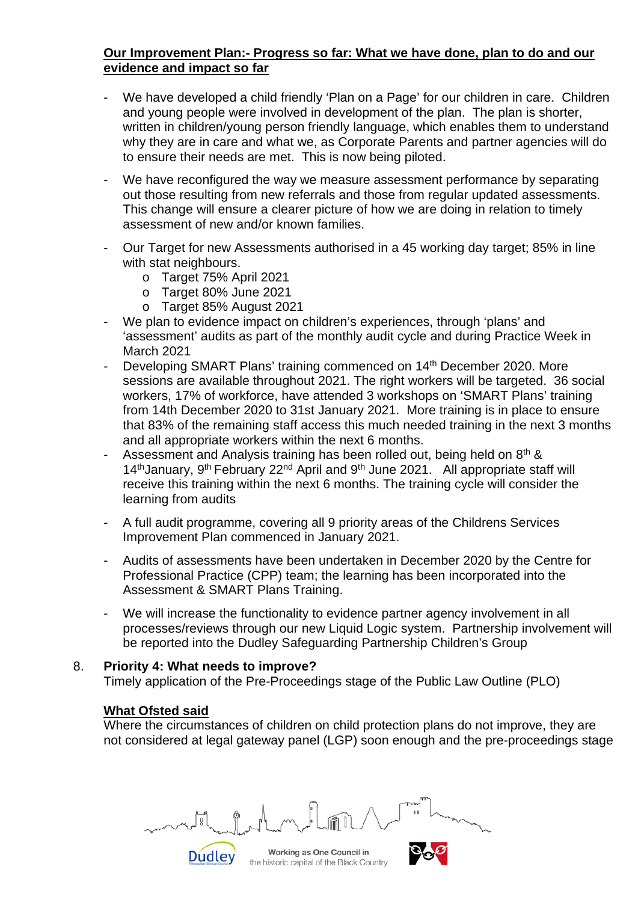**<u>Our Improvement Plan:- Progress so far: What we have done, plan to do and our evidence and impact so far</u>**

- We have developed a child friendly 'Plan on a Page' for our children in care. Children and young people were involved in development of the plan. The plan is shorter, written in children/young person friendly language, which enables them to understand why they are in care and what we, as Corporate Parents and partner agencies will do to ensure their needs are met. This is now being piloted.
- We have reconfigured the way we measure assessment performance by separating out those resulting from new referrals and those from regular updated assessments. This change will ensure a clearer picture of how we are doing in relation to timely assessment of new and/or known families.
- Our Target for new Assessments authorised in a 45 working day target; 85% in line with stat neighbours.
  - Target 75% April 2021
  - Target 80% June 2021
  - Target 85% August 2021
- We plan to evidence impact on children's experiences, through 'plans' and 'assessment' audits as part of the monthly audit cycle and during Practice Week in March 2021
- Developing SMART Plans' training commenced on 14th December 2020. More sessions are available throughout 2021. The right workers will be targeted. 36 social workers, 17% of workforce, have attended 3 workshops on 'SMART Plans' training from 14th December 2020 to 31st January 2021. More training is in place to ensure that 83% of the remaining staff access this much needed training in the next 3 months and all appropriate workers within the next 6 months.
- Assessment and Analysis training has been rolled out, being held on 8th & 14th January, 9th February 22nd April and 9th June 2021. All appropriate staff will receive this training within the next 6 months. The training cycle will consider the learning from audits
- A full audit programme, covering all 9 priority areas of the Childrens Services Improvement Plan commenced in January 2021.
- Audits of assessments have been undertaken in December 2020 by the Centre for Professional Practice (CPP) team; the learning has been incorporated into the Assessment & SMART Plans Training.
- We will increase the functionality to evidence partner agency involvement in all processes/reviews through our new Liquid Logic system. Partnership involvement will be reported into the Dudley Safeguarding Partnership Children's Group

8. **Priority 4: What needs to improve?**
   Timely application of the Pre-Proceedings stage of the Public Law Outline (PLO)

   **<u>What Ofsted said</u>**
   Where the circumstances of children on child protection plans do not improve, they are not considered at legal gateway panel (LGP) soon enough and the pre-proceedings stage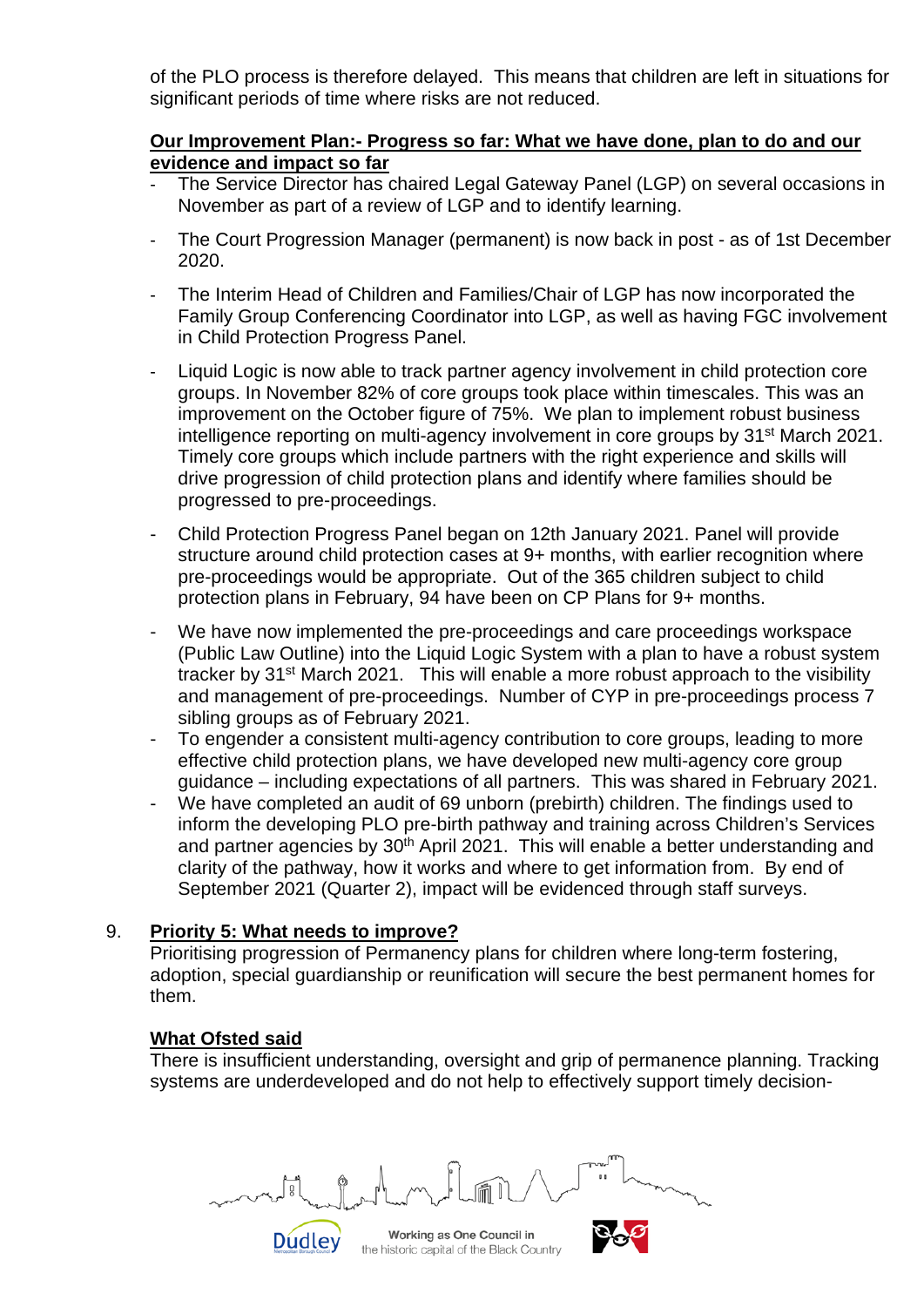of the PLO process is therefore delayed. This means that children are left in situations for significant periods of time where risks are not reduced.

**Our Improvement Plan:- Progress so far: What we have done, plan to do and our evidence and impact so far**

- The Service Director has chaired Legal Gateway Panel (LGP) on several occasions in November as part of a review of LGP and to identify learning.
- The Court Progression Manager (permanent) is now back in post - as of 1st December 2020.
- The Interim Head of Children and Families/Chair of LGP has now incorporated the Family Group Conferencing Coordinator into LGP, as well as having FGC involvement in Child Protection Progress Panel.
- Liquid Logic is now able to track partner agency involvement in child protection core groups. In November 82% of core groups took place within timescales. This was an improvement on the October figure of 75%. We plan to implement robust business intelligence reporting on multi-agency involvement in core groups by 31st March 2021. Timely core groups which include partners with the right experience and skills will drive progression of child protection plans and identify where families should be progressed to pre-proceedings.
- Child Protection Progress Panel began on 12th January 2021. Panel will provide structure around child protection cases at 9+ months, with earlier recognition where pre-proceedings would be appropriate. Out of the 365 children subject to child protection plans in February, 94 have been on CP Plans for 9+ months.
- We have now implemented the pre-proceedings and care proceedings workspace (Public Law Outline) into the Liquid Logic System with a plan to have a robust system tracker by 31st March 2021. This will enable a more robust approach to the visibility and management of pre-proceedings. Number of CYP in pre-proceedings process 7 sibling groups as of February 2021.
- To engender a consistent multi-agency contribution to core groups, leading to more effective child protection plans, we have developed new multi-agency core group guidance – including expectations of all partners. This was shared in February 2021.
- We have completed an audit of 69 unborn (prebirth) children. The findings used to inform the developing PLO pre-birth pathway and training across Children's Services and partner agencies by 30th April 2021. This will enable a better understanding and clarity of the pathway, how it works and where to get information from. By end of September 2021 (Quarter 2), impact will be evidenced through staff surveys.

9. **Priority 5: What needs to improve?**

Prioritising progression of Permanency plans for children where long-term fostering, adoption, special guardianship or reunification will secure the best permanent homes for them.

**What Ofsted said**

There is insufficient understanding, oversight and grip of permanence planning. Tracking systems are underdeveloped and do not help to effectively support timely decision-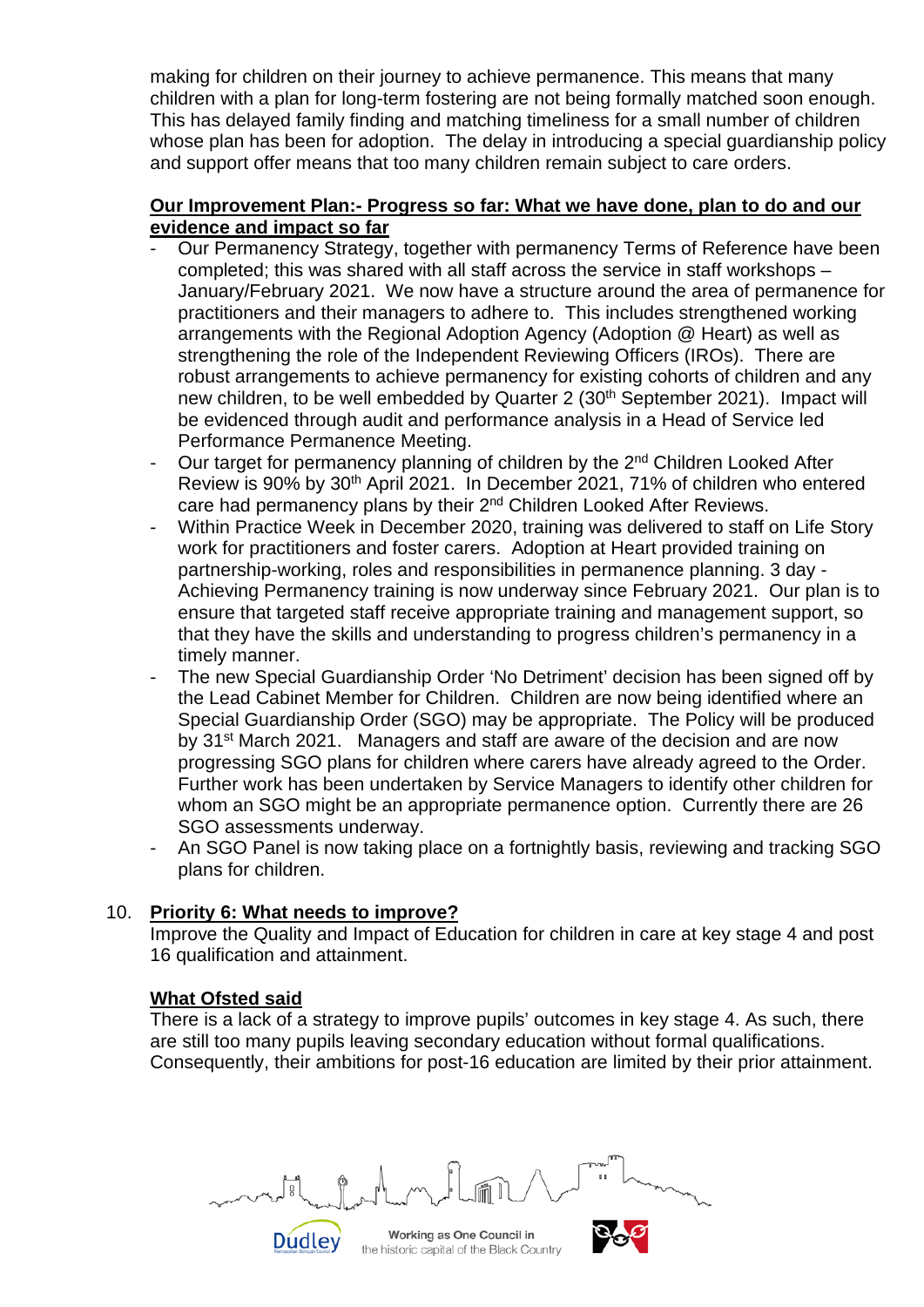making for children on their journey to achieve permanence. This means that many children with a plan for long-term fostering are not being formally matched soon enough. This has delayed family finding and matching timeliness for a small number of children whose plan has been for adoption. The delay in introducing a special guardianship policy and support offer means that too many children remain subject to care orders.

**Our Improvement Plan:- Progress so far: What we have done, plan to do and our evidence and impact so far**

- Our Permanency Strategy, together with permanency Terms of Reference have been completed; this was shared with all staff across the service in staff workshops – January/February 2021. We now have a structure around the area of permanence for practitioners and their managers to adhere to. This includes strengthened working arrangements with the Regional Adoption Agency (Adoption @ Heart) as well as strengthening the role of the Independent Reviewing Officers (IROs). There are robust arrangements to achieve permanency for existing cohorts of children and any new children, to be well embedded by Quarter 2 (30th September 2021). Impact will be evidenced through audit and performance analysis in a Head of Service led Performance Permanence Meeting.
- Our target for permanency planning of children by the 2nd Children Looked After Review is 90% by 30th April 2021. In December 2021, 71% of children who entered care had permanency plans by their 2nd Children Looked After Reviews.
- Within Practice Week in December 2020, training was delivered to staff on Life Story work for practitioners and foster carers. Adoption at Heart provided training on partnership-working, roles and responsibilities in permanence planning. 3 day - Achieving Permanency training is now underway since February 2021. Our plan is to ensure that targeted staff receive appropriate training and management support, so that they have the skills and understanding to progress children's permanency in a timely manner.
- The new Special Guardianship Order 'No Detriment' decision has been signed off by the Lead Cabinet Member for Children. Children are now being identified where an Special Guardianship Order (SGO) may be appropriate. The Policy will be produced by 31st March 2021. Managers and staff are aware of the decision and are now progressing SGO plans for children where carers have already agreed to the Order. Further work has been undertaken by Service Managers to identify other children for whom an SGO might be an appropriate permanence option. Currently there are 26 SGO assessments underway.
- An SGO Panel is now taking place on a fortnightly basis, reviewing and tracking SGO plans for children.

10. **Priority 6: What needs to improve?**

Improve the Quality and Impact of Education for children in care at key stage 4 and post 16 qualification and attainment.

**What Ofsted said**

There is a lack of a strategy to improve pupils' outcomes in key stage 4. As such, there are still too many pupils leaving secondary education without formal qualifications. Consequently, their ambitions for post-16 education are limited by their prior attainment.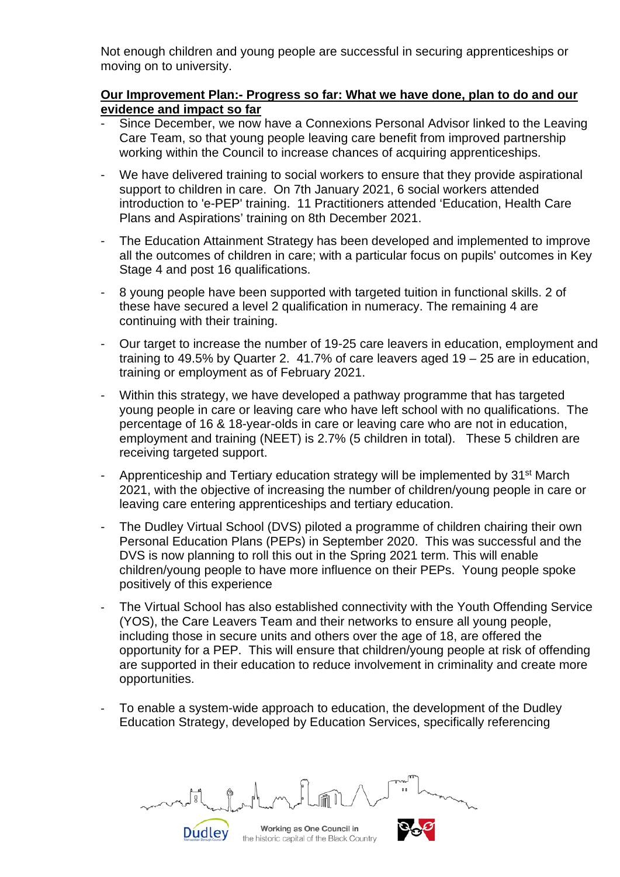Not enough children and young people are successful in securing apprenticeships or moving on to university.

**Our Improvement Plan:- Progress so far: What we have done, plan to do and our evidence and impact so far**

- Since December, we now have a Connexions Personal Advisor linked to the Leaving Care Team, so that young people leaving care benefit from improved partnership working within the Council to increase chances of acquiring apprenticeships.
- We have delivered training to social workers to ensure that they provide aspirational support to children in care. On 7th January 2021, 6 social workers attended introduction to 'e-PEP' training. 11 Practitioners attended 'Education, Health Care Plans and Aspirations' training on 8th December 2021.
- The Education Attainment Strategy has been developed and implemented to improve all the outcomes of children in care; with a particular focus on pupils' outcomes in Key Stage 4 and post 16 qualifications.
- 8 young people have been supported with targeted tuition in functional skills. 2 of these have secured a level 2 qualification in numeracy. The remaining 4 are continuing with their training.
- Our target to increase the number of 19-25 care leavers in education, employment and training to 49.5% by Quarter 2. 41.7% of care leavers aged 19 – 25 are in education, training or employment as of February 2021.
- Within this strategy, we have developed a pathway programme that has targeted young people in care or leaving care who have left school with no qualifications. The percentage of 16 & 18-year-olds in care or leaving care who are not in education, employment and training (NEET) is 2.7% (5 children in total). These 5 children are receiving targeted support.
- Apprenticeship and Tertiary education strategy will be implemented by 31st March 2021, with the objective of increasing the number of children/young people in care or leaving care entering apprenticeships and tertiary education.
- The Dudley Virtual School (DVS) piloted a programme of children chairing their own Personal Education Plans (PEPs) in September 2020. This was successful and the DVS is now planning to roll this out in the Spring 2021 term. This will enable children/young people to have more influence on their PEPs. Young people spoke positively of this experience
- The Virtual School has also established connectivity with the Youth Offending Service (YOS), the Care Leavers Team and their networks to ensure all young people, including those in secure units and others over the age of 18, are offered the opportunity for a PEP. This will ensure that children/young people at risk of offending are supported in their education to reduce involvement in criminality and create more opportunities.
- To enable a system-wide approach to education, the development of the Dudley Education Strategy, developed by Education Services, specifically referencing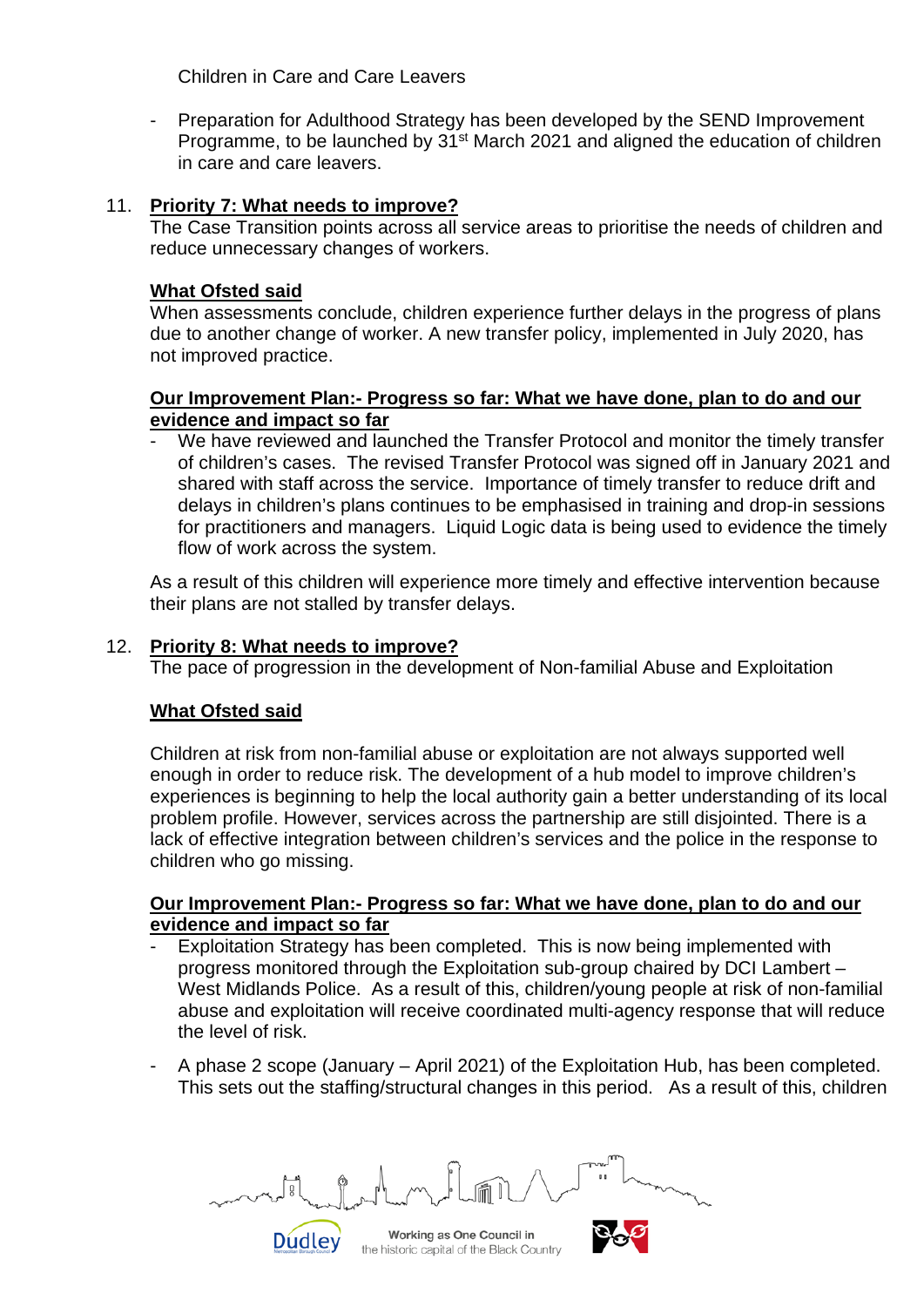Children in Care and Care Leavers

- Preparation for Adulthood Strategy has been developed by the SEND Improvement Programme, to be launched by 31st March 2021 and aligned the education of children in care and care leavers.

11. **Priority 7: What needs to improve?**

The Case Transition points across all service areas to prioritise the needs of children and reduce unnecessary changes of workers.

**What Ofsted said**

When assessments conclude, children experience further delays in the progress of plans due to another change of worker. A new transfer policy, implemented in July 2020, has not improved practice.

**Our Improvement Plan:- Progress so far: What we have done, plan to do and our evidence and impact so far**

- We have reviewed and launched the Transfer Protocol and monitor the timely transfer of children's cases. The revised Transfer Protocol was signed off in January 2021 and shared with staff across the service. Importance of timely transfer to reduce drift and delays in children's plans continues to be emphasised in training and drop-in sessions for practitioners and managers. Liquid Logic data is being used to evidence the timely flow of work across the system.

As a result of this children will experience more timely and effective intervention because their plans are not stalled by transfer delays.

12. **Priority 8: What needs to improve?**

The pace of progression in the development of Non-familial Abuse and Exploitation

**What Ofsted said**

Children at risk from non-familial abuse or exploitation are not always supported well enough in order to reduce risk. The development of a hub model to improve children's experiences is beginning to help the local authority gain a better understanding of its local problem profile. However, services across the partnership are still disjointed. There is a lack of effective integration between children's services and the police in the response to children who go missing.

**Our Improvement Plan:- Progress so far: What we have done, plan to do and our evidence and impact so far**

- Exploitation Strategy has been completed. This is now being implemented with progress monitored through the Exploitation sub-group chaired by DCI Lambert – West Midlands Police. As a result of this, children/young people at risk of non-familial abuse and exploitation will receive coordinated multi-agency response that will reduce the level of risk.
- A phase 2 scope (January – April 2021) of the Exploitation Hub, has been completed. This sets out the staffing/structural changes in this period. As a result of this, children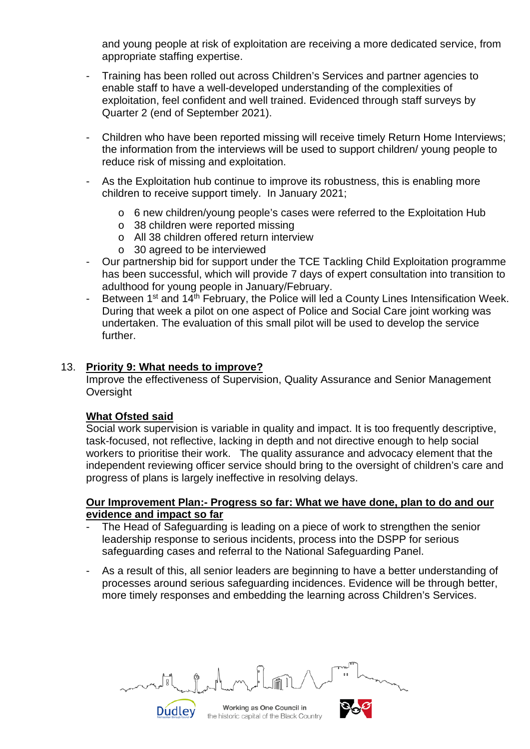and young people at risk of exploitation are receiving a more dedicated service, from appropriate staffing expertise.

- Training has been rolled out across Children's Services and partner agencies to enable staff to have a well-developed understanding of the complexities of exploitation, feel confident and well trained. Evidenced through staff surveys by Quarter 2 (end of September 2021).

- Children who have been reported missing will receive timely Return Home Interviews; the information from the interviews will be used to support children/ young people to reduce risk of missing and exploitation.

- As the Exploitation hub continue to improve its robustness, this is enabling more children to receive support timely. In January 2021;
  - 6 new children/young people's cases were referred to the Exploitation Hub
  - 38 children were reported missing
  - All 38 children offered return interview
  - 30 agreed to be interviewed
- Our partnership bid for support under the TCE Tackling Child Exploitation programme has been successful, which will provide 7 days of expert consultation into transition to adulthood for young people in January/February.
- Between 1st and 14th February, the Police will led a County Lines Intensification Week. During that week a pilot on one aspect of Police and Social Care joint working was undertaken. The evaluation of this small pilot will be used to develop the service further.

13. **Priority 9: What needs to improve?**

Improve the effectiveness of Supervision, Quality Assurance and Senior Management Oversight

**What Ofsted said**

Social work supervision is variable in quality and impact. It is too frequently descriptive, task-focused, not reflective, lacking in depth and not directive enough to help social workers to prioritise their work. The quality assurance and advocacy element that the independent reviewing officer service should bring to the oversight of children's care and progress of plans is largely ineffective in resolving delays.

**Our Improvement Plan:- Progress so far: What we have done, plan to do and our evidence and impact so far**

- The Head of Safeguarding is leading on a piece of work to strengthen the senior leadership response to serious incidents, process into the DSPP for serious safeguarding cases and referral to the National Safeguarding Panel.

- As a result of this, all senior leaders are beginning to have a better understanding of processes around serious safeguarding incidences. Evidence will be through better, more timely responses and embedding the learning across Children's Services.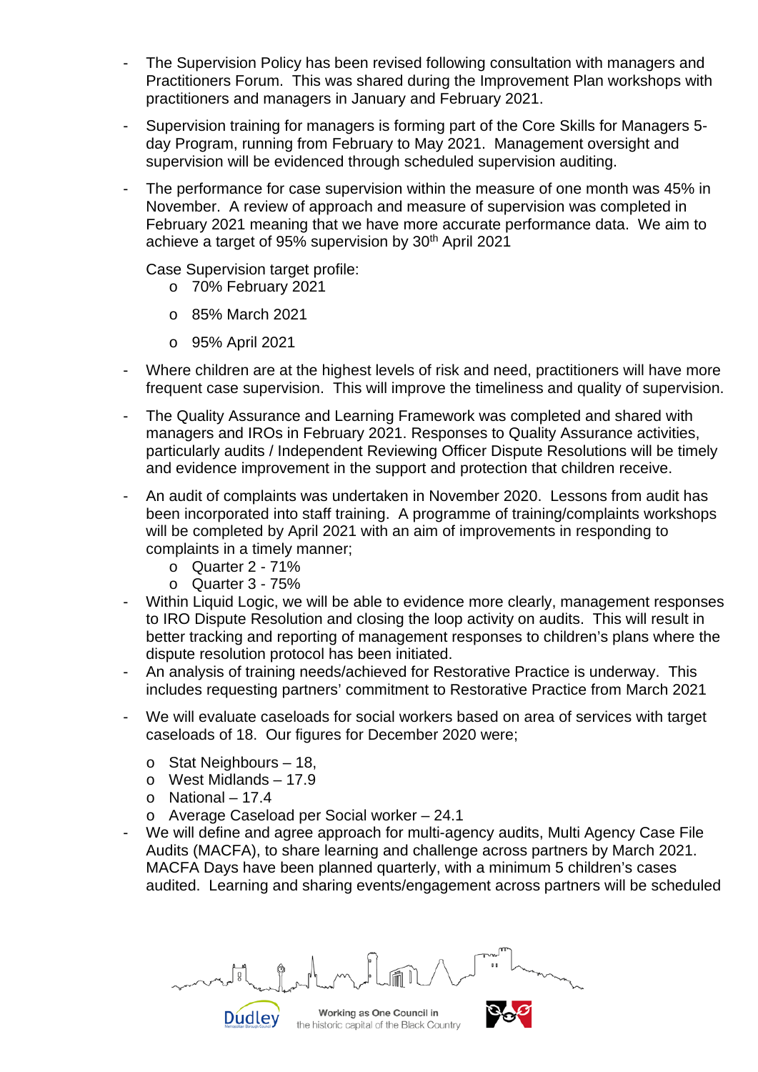- The Supervision Policy has been revised following consultation with managers and Practitioners Forum. This was shared during the Improvement Plan workshops with practitioners and managers in January and February 2021.
- Supervision training for managers is forming part of the Core Skills for Managers 5-day Program, running from February to May 2021. Management oversight and supervision will be evidenced through scheduled supervision auditing.
- The performance for case supervision within the measure of one month was 45% in November. A review of approach and measure of supervision was completed in February 2021 meaning that we have more accurate performance data. We aim to achieve a target of 95% supervision by 30th April 2021

  Case Supervision target profile:
    - 70% February 2021
    - 85% March 2021
    - 95% April 2021
- Where children are at the highest levels of risk and need, practitioners will have more frequent case supervision. This will improve the timeliness and quality of supervision.
- The Quality Assurance and Learning Framework was completed and shared with managers and IROs in February 2021. Responses to Quality Assurance activities, particularly audits / Independent Reviewing Officer Dispute Resolutions will be timely and evidence improvement in the support and protection that children receive.
- An audit of complaints was undertaken in November 2020. Lessons from audit has been incorporated into staff training. A programme of training/complaints workshops will be completed by April 2021 with an aim of improvements in responding to complaints in a timely manner;
    - Quarter 2 - 71%
    - Quarter 3 - 75%
- Within Liquid Logic, we will be able to evidence more clearly, management responses to IRO Dispute Resolution and closing the loop activity on audits. This will result in better tracking and reporting of management responses to children's plans where the dispute resolution protocol has been initiated.
- An analysis of training needs/achieved for Restorative Practice is underway. This includes requesting partners' commitment to Restorative Practice from March 2021
- We will evaluate caseloads for social workers based on area of services with target caseloads of 18. Our figures for December 2020 were;
    - Stat Neighbours – 18,
    - West Midlands – 17.9
    - National – 17.4
    - Average Caseload per Social worker – 24.1
- We will define and agree approach for multi-agency audits, Multi Agency Case File Audits (MACFA), to share learning and challenge across partners by March 2021. MACFA Days have been planned quarterly, with a minimum 5 children's cases audited. Learning and sharing events/engagement across partners will be scheduled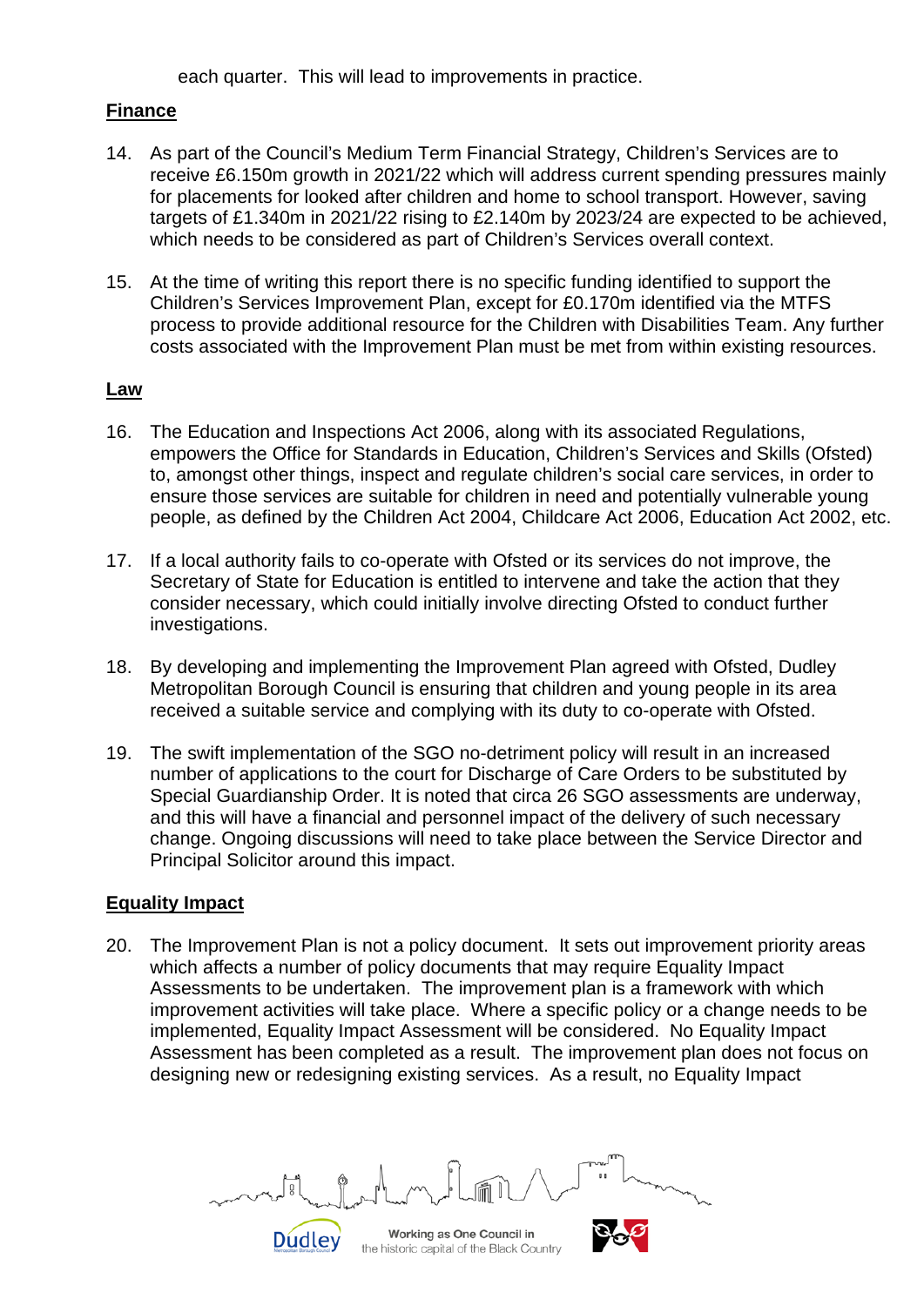each quarter. This will lead to improvements in practice.

**Finance**

14. As part of the Council's Medium Term Financial Strategy, Children's Services are to receive £6.150m growth in 2021/22 which will address current spending pressures mainly for placements for looked after children and home to school transport. However, saving targets of £1.340m in 2021/22 rising to £2.140m by 2023/24 are expected to be achieved, which needs to be considered as part of Children's Services overall context.

15. At the time of writing this report there is no specific funding identified to support the Children's Services Improvement Plan, except for £0.170m identified via the MTFS process to provide additional resource for the Children with Disabilities Team. Any further costs associated with the Improvement Plan must be met from within existing resources.

**Law**

16. The Education and Inspections Act 2006, along with its associated Regulations, empowers the Office for Standards in Education, Children's Services and Skills (Ofsted) to, amongst other things, inspect and regulate children's social care services, in order to ensure those services are suitable for children in need and potentially vulnerable young people, as defined by the Children Act 2004, Childcare Act 2006, Education Act 2002, etc.

17. If a local authority fails to co-operate with Ofsted or its services do not improve, the Secretary of State for Education is entitled to intervene and take the action that they consider necessary, which could initially involve directing Ofsted to conduct further investigations.

18. By developing and implementing the Improvement Plan agreed with Ofsted, Dudley Metropolitan Borough Council is ensuring that children and young people in its area received a suitable service and complying with its duty to co-operate with Ofsted.

19. The swift implementation of the SGO no-detriment policy will result in an increased number of applications to the court for Discharge of Care Orders to be substituted by Special Guardianship Order. It is noted that circa 26 SGO assessments are underway, and this will have a financial and personnel impact of the delivery of such necessary change. Ongoing discussions will need to take place between the Service Director and Principal Solicitor around this impact.

**Equality Impact**

20. The Improvement Plan is not a policy document. It sets out improvement priority areas which affects a number of policy documents that may require Equality Impact Assessments to be undertaken. The improvement plan is a framework with which improvement activities will take place. Where a specific policy or a change needs to be implemented, Equality Impact Assessment will be considered. No Equality Impact Assessment has been completed as a result. The improvement plan does not focus on designing new or redesigning existing services. As a result, no Equality Impact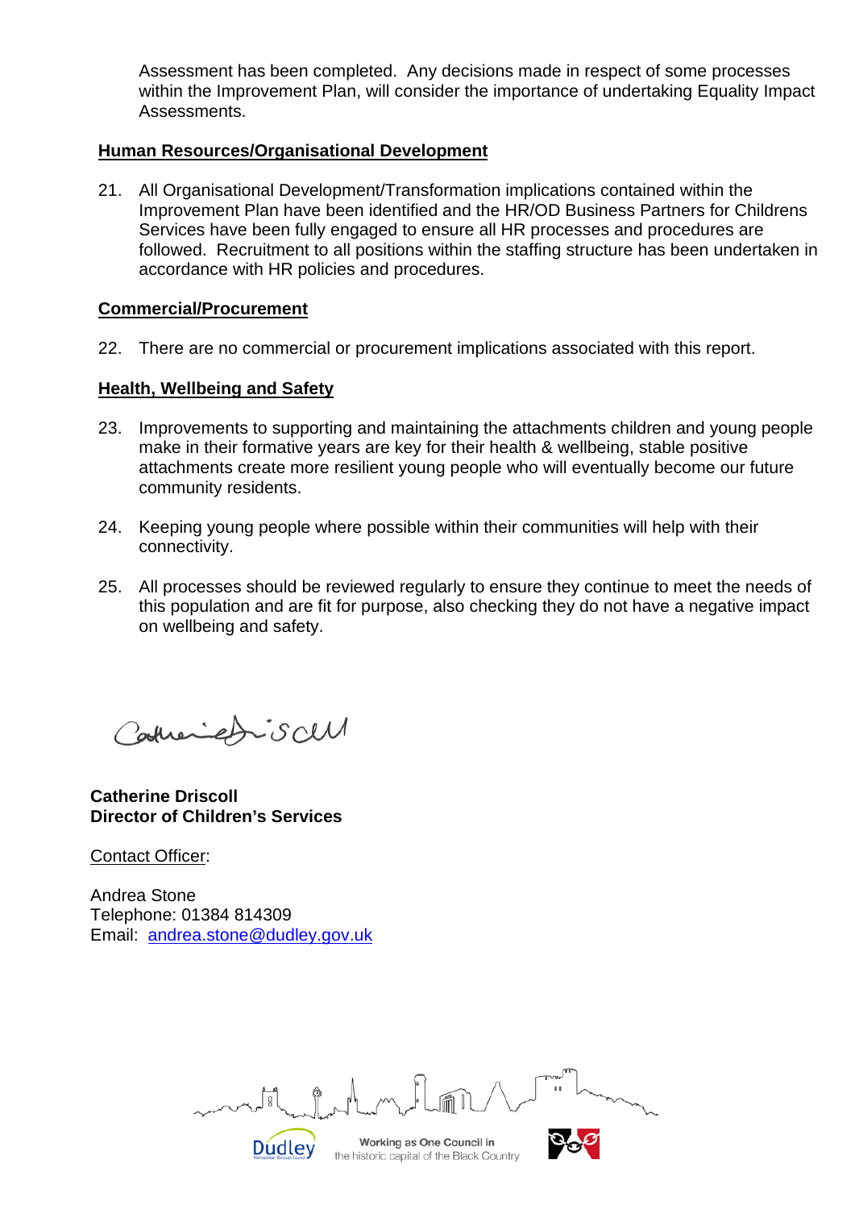Assessment has been completed. Any decisions made in respect of some processes within the Improvement Plan, will consider the importance of undertaking Equality Impact Assessments.

**Human Resources/Organisational Development**

21. All Organisational Development/Transformation implications contained within the Improvement Plan have been identified and the HR/OD Business Partners for Childrens Services have been fully engaged to ensure all HR processes and procedures are followed. Recruitment to all positions within the staffing structure has been undertaken in accordance with HR policies and procedures.

**Commercial/Procurement**

22. There are no commercial or procurement implications associated with this report.

**Health, Wellbeing and Safety**

23. Improvements to supporting and maintaining the attachments children and young people make in their formative years are key for their health & wellbeing, stable positive attachments create more resilient young people who will eventually become our future community residents.

24. Keeping young people where possible within their communities will help with their connectivity.

25. All processes should be reviewed regularly to ensure they continue to meet the needs of this population and are fit for purpose, also checking they do not have a negative impact on wellbeing and safety.

Catherine Driscoll

**Catherine Driscoll**
**Director of Children's Services**

Contact Officer:

Andrea Stone
Telephone: 01384 814309
Email: andrea.stone@dudley.gov.uk